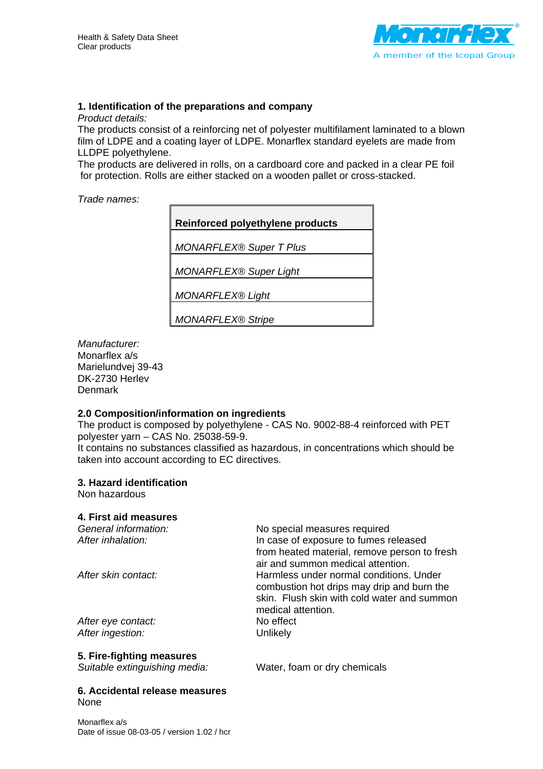## 1. Identification of the preparations and company

*Product details:*

The products consist of a reinforcing net of polyester multifilament laminated to a blown film of LDPE and a coating layer of LDPE. Monarflex standard eyelets are made from LLDPE polyethylene.

The products are delivered in rolls, on a cardboard core and packed in a clear PE foil for protection. Rolls are either stacked on a wooden pallet or cross-stacked.

*Trade names:*

| Reinforced polyethylene products |
|---|
| *MONARFLEX® Super T Plus* |
| *MONARFLEX® Super Light* |
| *MONARFLEX® Light* |
| *MONARFLEX® Stripe* |

*Manufacturer:*

Monarflex a/s
Marielundvej 39-43
DK-2730 Herlev
Denmark

## 2.0 Composition/information on ingredients

The product is composed by polyethylene - CAS No. 9002-88-4 reinforced with PET polyester yarn – CAS No. 25038-59-9.

It contains no substances classified as hazardous, in concentrations which should be taken into account according to EC directives.

## 3. Hazard identification

Non hazardous

## 4. First aid measures

| | |
|---|---|
| *General information:* | No special measures required |
| *After inhalation:* | In case of exposure to fumes released from heated material, remove person to fresh air and summon medical attention. |
| *After skin contact:* | Harmless under normal conditions. Under combustion hot drips may drip and burn the skin. Flush skin with cold water and summon medical attention. |
| *After eye contact:* | No effect |
| *After ingestion:* | Unlikely |

## 5. Fire-fighting measures

*Suitable extinguishing media:* Water, foam or dry chemicals

## 6. Accidental release measures

None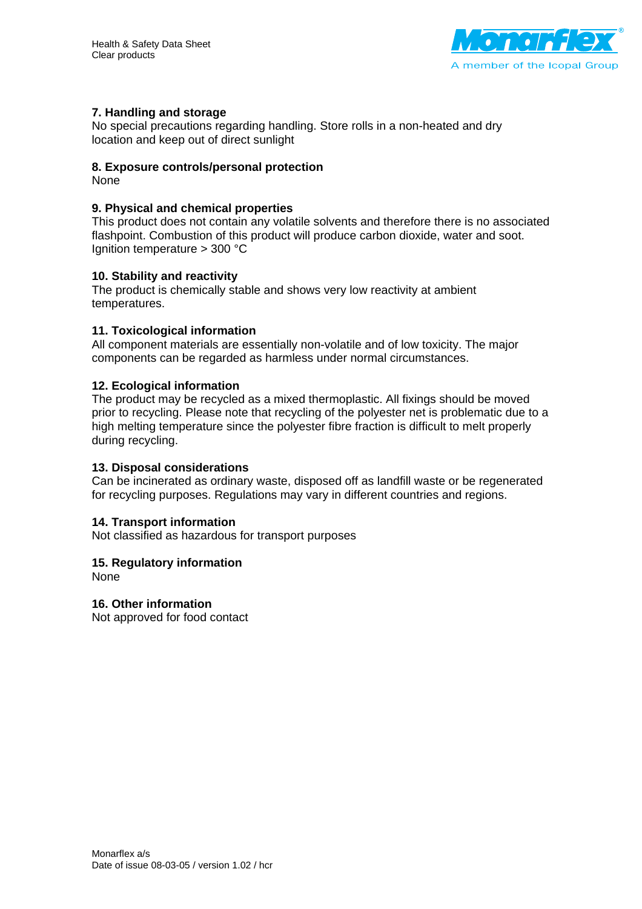## 7. Handling and storage

No special precautions regarding handling. Store rolls in a non-heated and dry location and keep out of direct sunlight

## 8. Exposure controls/personal protection

None

## 9. Physical and chemical properties

This product does not contain any volatile solvents and therefore there is no associated flashpoint. Combustion of this product will produce carbon dioxide, water and soot. Ignition temperature > 300 °C

## 10. Stability and reactivity

The product is chemically stable and shows very low reactivity at ambient temperatures.

## 11. Toxicological information

All component materials are essentially non-volatile and of low toxicity. The major components can be regarded as harmless under normal circumstances.

## 12. Ecological information

The product may be recycled as a mixed thermoplastic. All fixings should be moved prior to recycling. Please note that recycling of the polyester net is problematic due to a high melting temperature since the polyester fibre fraction is difficult to melt properly during recycling.

## 13. Disposal considerations

Can be incinerated as ordinary waste, disposed off as landfill waste or be regenerated for recycling purposes. Regulations may vary in different countries and regions.

## 14. Transport information

Not classified as hazardous for transport purposes

## 15. Regulatory information

None

## 16. Other information

Not approved for food contact

Monarflex a/s
Date of issue 08-03-05 / version 1.02 / hcr